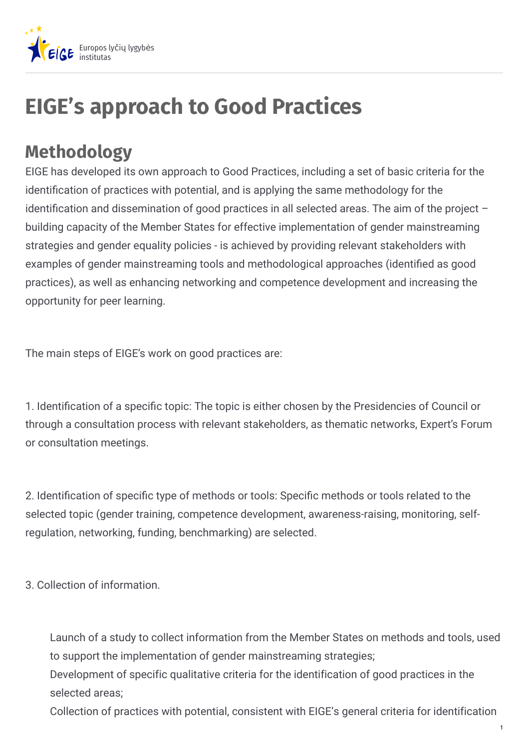# EIGE's approach to Good Practices

## Methodology

EIGE has developed its own approach to Good Practices, including a set of basic criteria for the identification of practices with potential, and is applying the same methodology for the identification and dissemination of good practices in all selected areas. The aim of the project – building capacity of the Member States for effective implementation of gender mainstreaming strategies and gender equality policies - is achieved by providing relevant stakeholders with examples of gender mainstreaming tools and methodological approaches (identified as good practices), as well as enhancing networking and competence development and increasing the opportunity for peer learning.

The main steps of EIGE's work on good practices are:

1. Identification of a specific topic: The topic is either chosen by the Presidencies of Council or through a consultation process with relevant stakeholders, as thematic networks, Expert's Forum or consultation meetings.

2. Identification of specific type of methods or tools: Specific methods or tools related to the selected topic (gender training, competence development, awareness-raising, monitoring, self-regulation, networking, funding, benchmarking) are selected.

3. Collection of information.

- Launch of a study to collect information from the Member States on methods and tools, used to support the implementation of gender mainstreaming strategies;
- Development of specific qualitative criteria for the identification of good practices in the selected areas;
- Collection of practices with potential, consistent with EIGE's general criteria for identification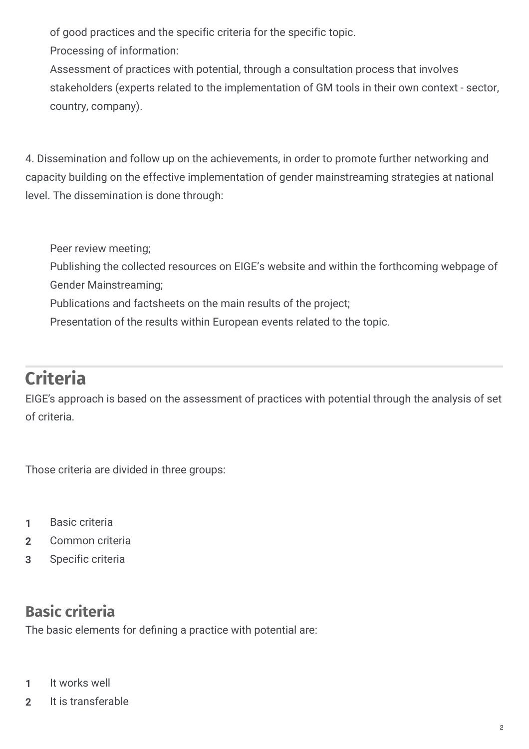of good practices and the specific criteria for the specific topic.

Processing of information:

Assessment of practices with potential, through a consultation process that involves stakeholders (experts related to the implementation of GM tools in their own context - sector, country, company).

4. Dissemination and follow up on the achievements, in order to promote further networking and capacity building on the effective implementation of gender mainstreaming strategies at national level. The dissemination is done through:

- Peer review meeting;
- Publishing the collected resources on EIGE's website and within the forthcoming webpage of Gender Mainstreaming;
- Publications and factsheets on the main results of the project;
- Presentation of the results within European events related to the topic.

## Criteria

EIGE's approach is based on the assessment of practices with potential through the analysis of set of criteria.

Those criteria are divided in three groups:

1. Basic criteria
2. Common criteria
3. Specific criteria

### Basic criteria

The basic elements for defining a practice with potential are:

1. It works well
2. It is transferable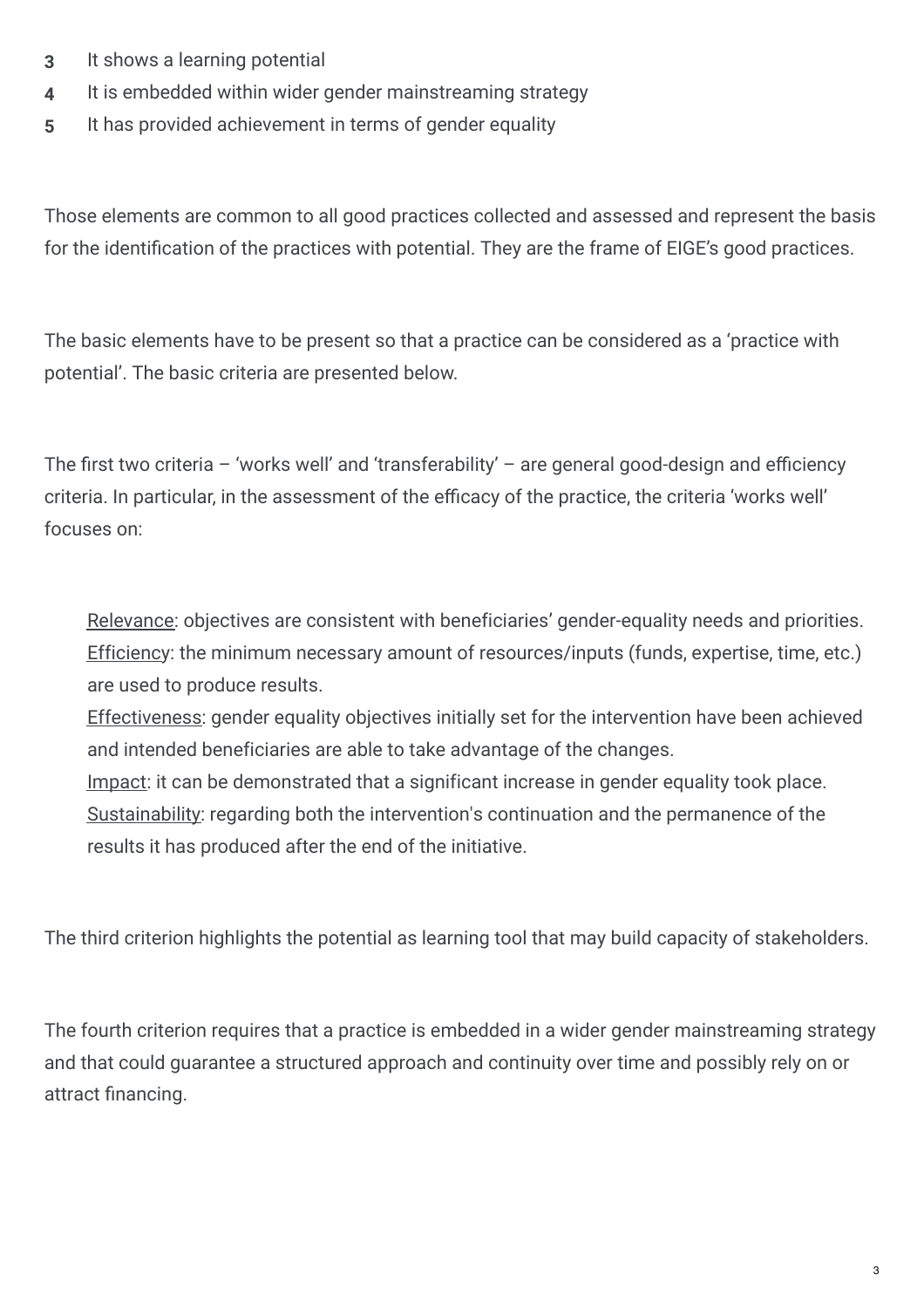3. It shows a learning potential
4. It is embedded within wider gender mainstreaming strategy
5. It has provided achievement in terms of gender equality

Those elements are common to all good practices collected and assessed and represent the basis for the identification of the practices with potential. They are the frame of EIGE's good practices.

The basic elements have to be present so that a practice can be considered as a 'practice with potential'. The basic criteria are presented below.

The first two criteria – 'works well' and 'transferability' – are general good-design and efficiency criteria. In particular, in the assessment of the efficacy of the practice, the criteria 'works well' focuses on:

- Relevance: objectives are consistent with beneficiaries' gender-equality needs and priorities.
- Efficiency: the minimum necessary amount of resources/inputs (funds, expertise, time, etc.) are used to produce results.
- Effectiveness: gender equality objectives initially set for the intervention have been achieved and intended beneficiaries are able to take advantage of the changes.
- Impact: it can be demonstrated that a significant increase in gender equality took place.
- Sustainability: regarding both the intervention's continuation and the permanence of the results it has produced after the end of the initiative.

The third criterion highlights the potential as learning tool that may build capacity of stakeholders.

The fourth criterion requires that a practice is embedded in a wider gender mainstreaming strategy and that could guarantee a structured approach and continuity over time and possibly rely on or attract financing.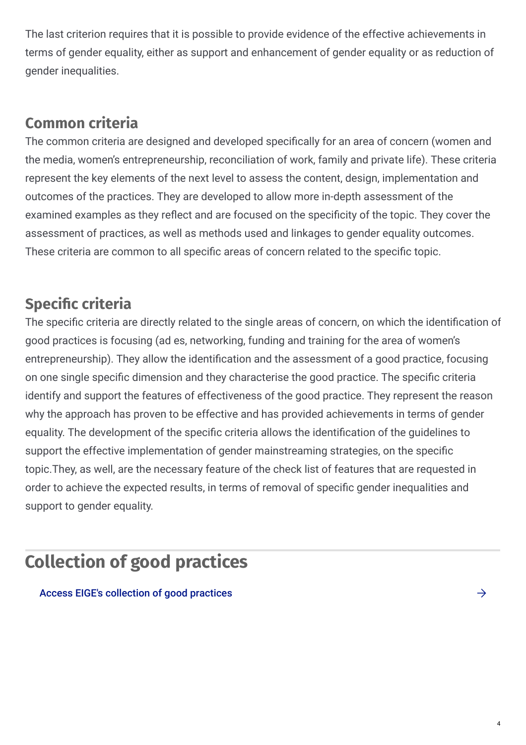The last criterion requires that it is possible to provide evidence of the effective achievements in terms of gender equality, either as support and enhancement of gender equality or as reduction of gender inequalities.

## Common criteria

The common criteria are designed and developed specifically for an area of concern (women and the media, women's entrepreneurship, reconciliation of work, family and private life). These criteria represent the key elements of the next level to assess the content, design, implementation and outcomes of the practices. They are developed to allow more in-depth assessment of the examined examples as they reflect and are focused on the specificity of the topic. They cover the assessment of practices, as well as methods used and linkages to gender equality outcomes. These criteria are common to all specific areas of concern related to the specific topic.

## Specific criteria

The specific criteria are directly related to the single areas of concern, on which the identification of good practices is focusing (ad es, networking, funding and training for the area of women's entrepreneurship). They allow the identification and the assessment of a good practice, focusing on one single specific dimension and they characterise the good practice. The specific criteria identify and support the features of effectiveness of the good practice. They represent the reason why the approach has proven to be effective and has provided achievements in terms of gender equality. The development of the specific criteria allows the identification of the guidelines to support the effective implementation of gender mainstreaming strategies, on the specific topic.They, as well, are the necessary feature of the check list of features that are requested in order to achieve the expected results, in terms of removal of specific gender inequalities and support to gender equality.

# Collection of good practices

Access EIGE's collection of good practices →